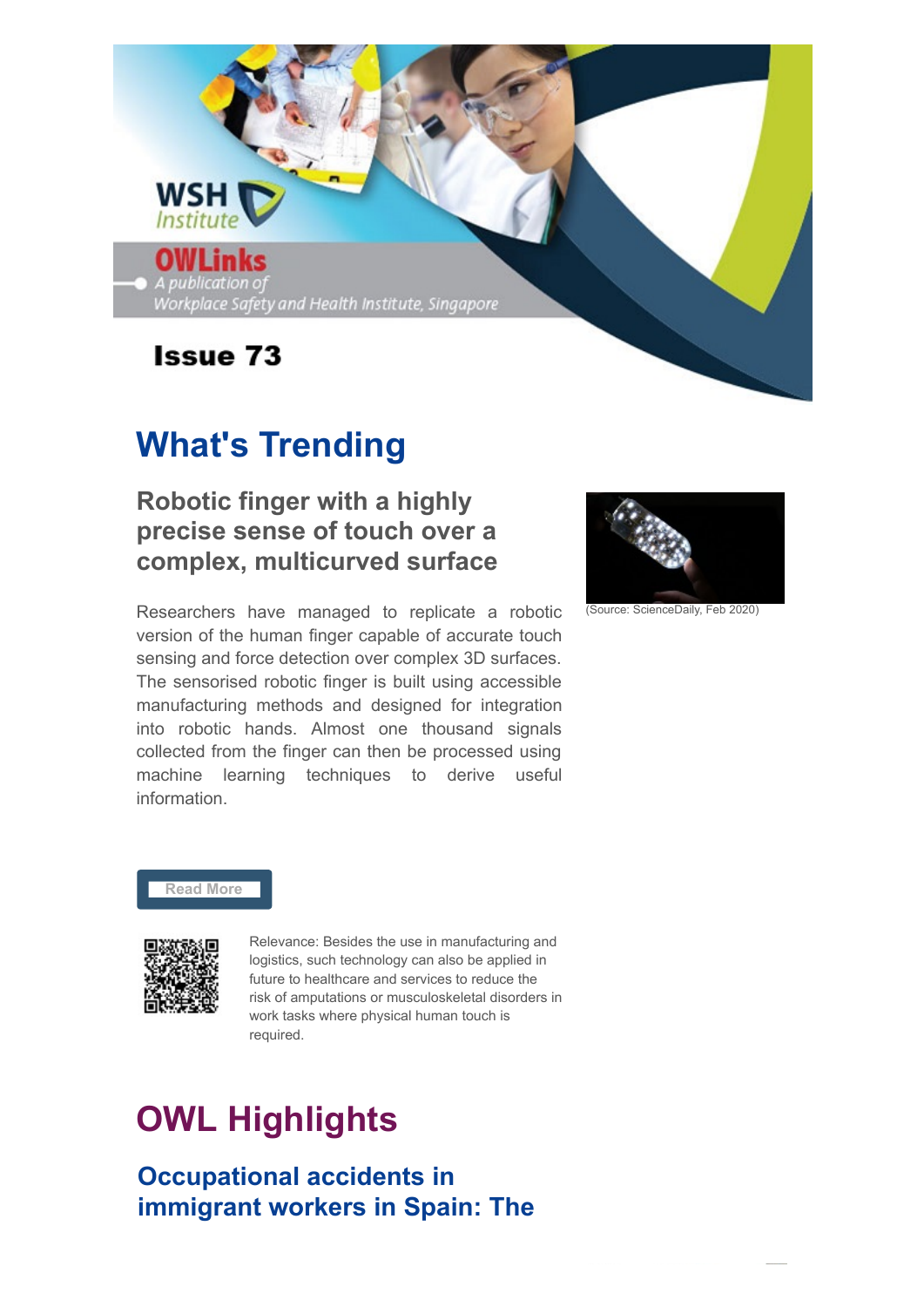WSH Institute

**OWLinks**

*A publication of Workplace Safety and Health Institute, Singapore*

**Issue 73**

# What's Trending

## Robotic finger with a highly precise sense of touch over a complex, multicurved surface

(Source: ScienceDaily, Feb 2020)

Researchers have managed to replicate a robotic version of the human finger capable of accurate touch sensing and force detection over complex 3D surfaces. The sensorised robotic finger is built using accessible manufacturing methods and designed for integration into robotic hands. Almost one thousand signals collected from the finger can then be processed using machine learning techniques to derive useful information.

Read More

Relevance: Besides the use in manufacturing and logistics, such technology can also be applied in future to healthcare and services to reduce the risk of amputations or musculoskeletal disorders in work tasks where physical human touch is required.

# OWL Highlights

## Occupational accidents in immigrant workers in Spain: The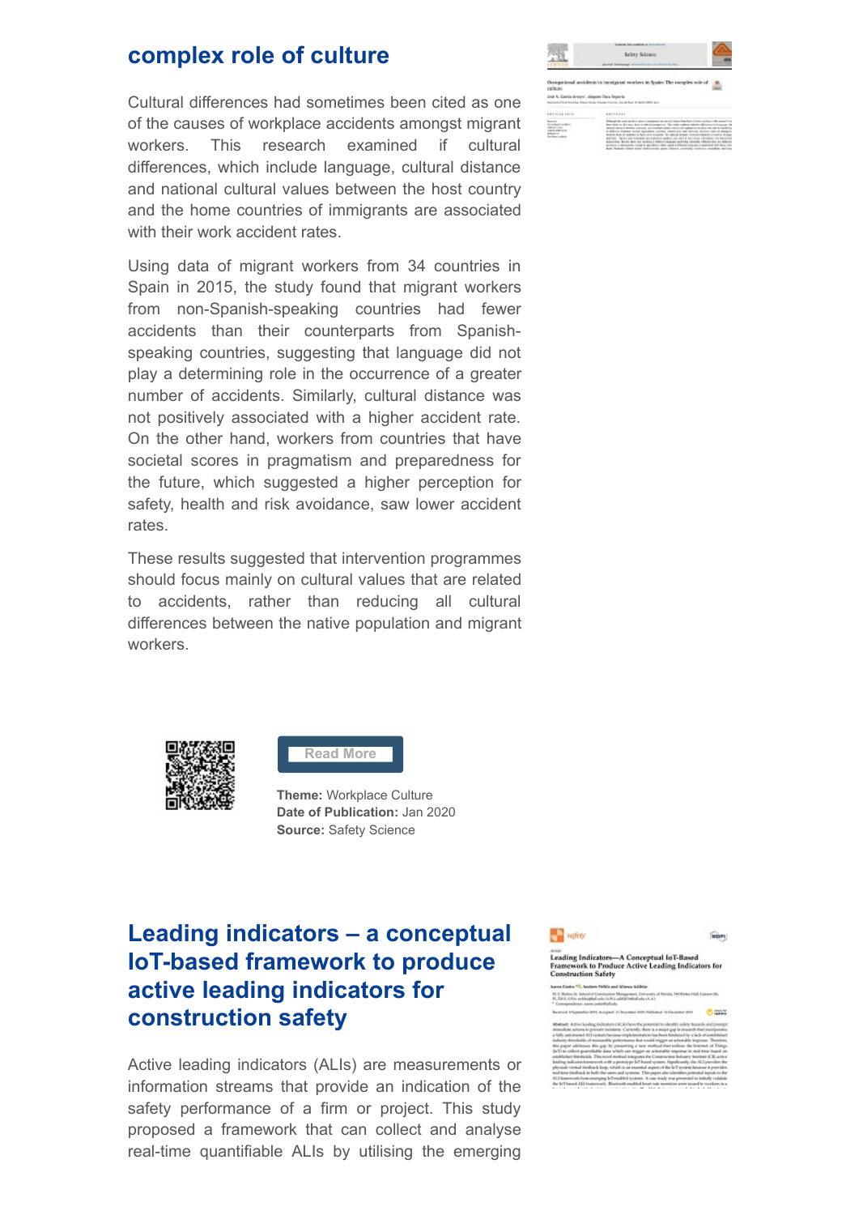## complex role of culture

Cultural differences had sometimes been cited as one of the causes of workplace accidents amongst migrant workers. This research examined if cultural differences, which include language, cultural distance and national cultural values between the host country and the home countries of immigrants are associated with their work accident rates.

Using data of migrant workers from 34 countries in Spain in 2015, the study found that migrant workers from non-Spanish-speaking countries had fewer accidents than their counterparts from Spanish-speaking countries, suggesting that language did not play a determining role in the occurrence of a greater number of accidents. Similarly, cultural distance was not positively associated with a higher accident rate. On the other hand, workers from countries that have societal scores in pragmatism and preparedness for the future, which suggested a higher perception for safety, health and risk avoidance, saw lower accident rates.

These results suggested that intervention programmes should focus mainly on cultural values that are related to accidents, rather than reducing all cultural differences between the native population and migrant workers.

Read More

**Theme:** Workplace Culture
**Date of Publication:** Jan 2020
**Source:** Safety Science

## Leading indicators – a conceptual IoT-based framework to produce active leading indicators for construction safety

Active leading indicators (ALIs) are measurements or information streams that provide an indication of the safety performance of a firm or project. This study proposed a framework that can collect and analyse real-time quantifiable ALIs by utilising the emerging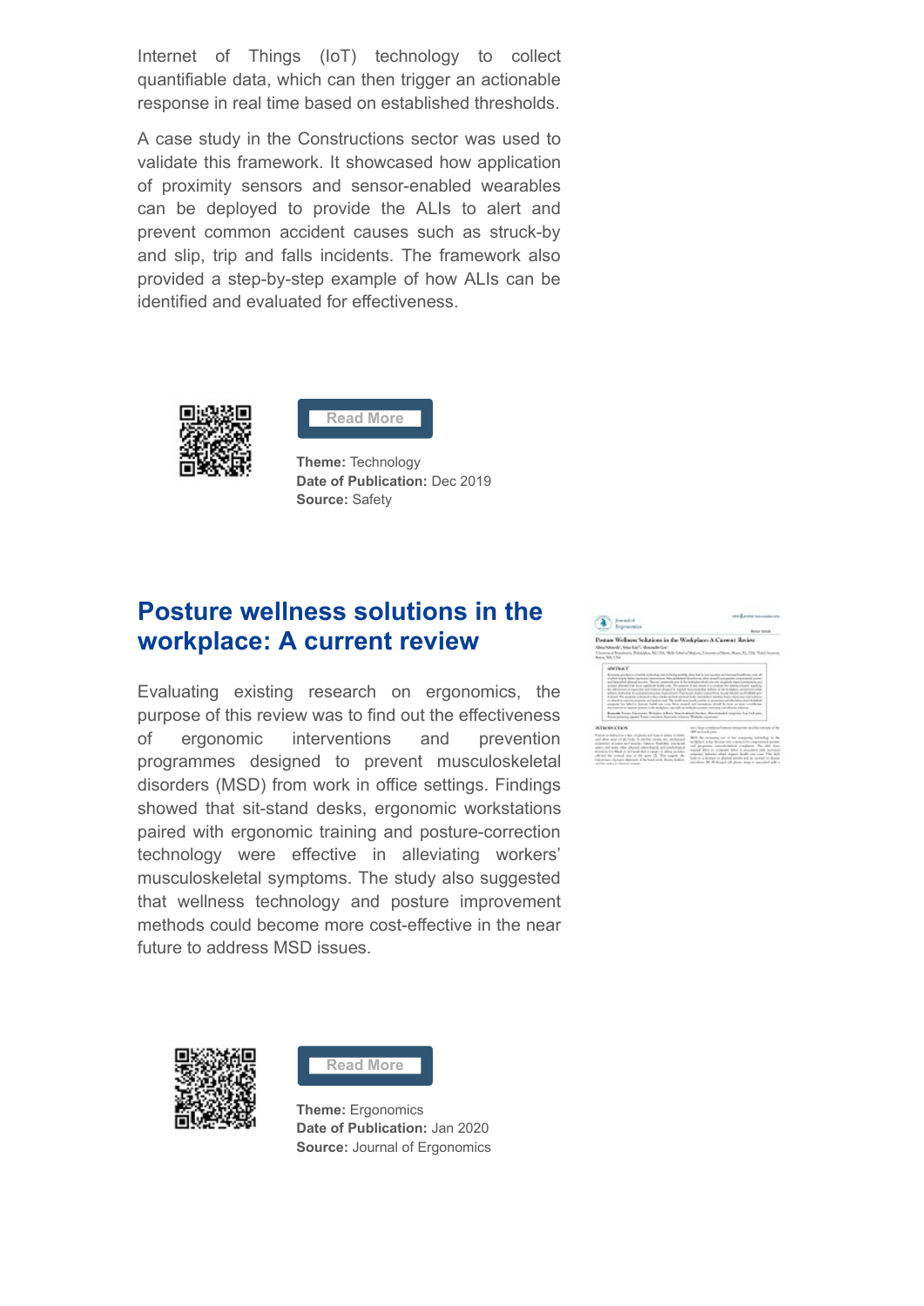Internet of Things (IoT) technology to collect quantifiable data, which can then trigger an actionable response in real time based on established thresholds.

A case study in the Constructions sector was used to validate this framework. It showcased how application of proximity sensors and sensor-enabled wearables can be deployed to provide the ALIs to alert and prevent common accident causes such as struck-by and slip, trip and falls incidents. The framework also provided a step-by-step example of how ALIs can be identified and evaluated for effectiveness.

Read More

**Theme:** Technology
**Date of Publication:** Dec 2019
**Source:** Safety

## Posture wellness solutions in the workplace: A current review

Evaluating existing research on ergonomics, the purpose of this review was to find out the effectiveness of ergonomic interventions and prevention programmes designed to prevent musculoskeletal disorders (MSD) from work in office settings. Findings showed that sit-stand desks, ergonomic workstations paired with ergonomic training and posture-correction technology were effective in alleviating workers' musculoskeletal symptoms. The study also suggested that wellness technology and posture improvement methods could become more cost-effective in the near future to address MSD issues.

Read More

**Theme:** Ergonomics
**Date of Publication:** Jan 2020
**Source:** Journal of Ergonomics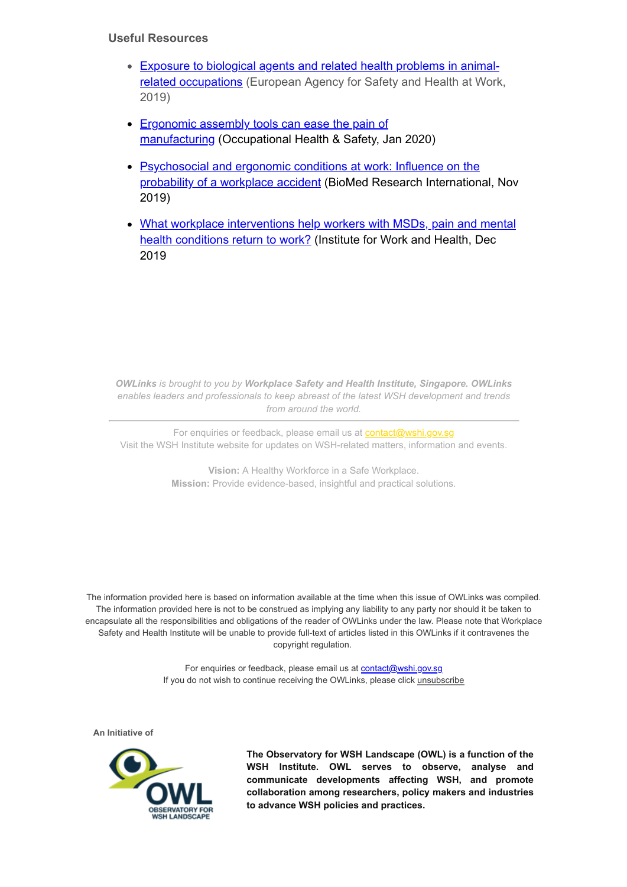### Useful Resources

- Exposure to biological agents and related health problems in animal-related occupations (European Agency for Safety and Health at Work, 2019)
- Ergonomic assembly tools can ease the pain of manufacturing (Occupational Health & Safety, Jan 2020)
- Psychosocial and ergonomic conditions at work: Influence on the probability of a workplace accident (BioMed Research International, Nov 2019)
- What workplace interventions help workers with MSDs, pain and mental health conditions return to work? (Institute for Work and Health, Dec 2019

*__OWLinks__ is brought to you by __Workplace Safety and Health Institute, Singapore. OWLinks__ enables leaders and professionals to keep abreast of the latest WSH development and trends from around the world.*

---

For enquiries or feedback, please email us at contact@wshi.gov.sg
Visit the WSH Institute website for updates on WSH-related matters, information and events.

**Vision:** A Healthy Workforce in a Safe Workplace.
**Mission:** Provide evidence-based, insightful and practical solutions.

The information provided here is based on information available at the time when this issue of OWLinks was compiled. The information provided here is not to be construed as implying any liability to any party nor should it be taken to encapsulate all the responsibilities and obligations of the reader of OWLinks under the law. Please note that Workplace Safety and Health Institute will be unable to provide full-text of articles listed in this OWLinks if it contravenes the copyright regulation.

For enquiries or feedback, please email us at contact@wshi.gov.sg
If you do not wish to continue receiving the OWLinks, please click unsubscribe

**An Initiative of**

OWL
OBSERVATORY FOR WSH LANDSCAPE

**The Observatory for WSH Landscape (OWL) is a function of the WSH Institute. OWL serves to observe, analyse and communicate developments affecting WSH, and promote collaboration among researchers, policy makers and industries to advance WSH policies and practices.**